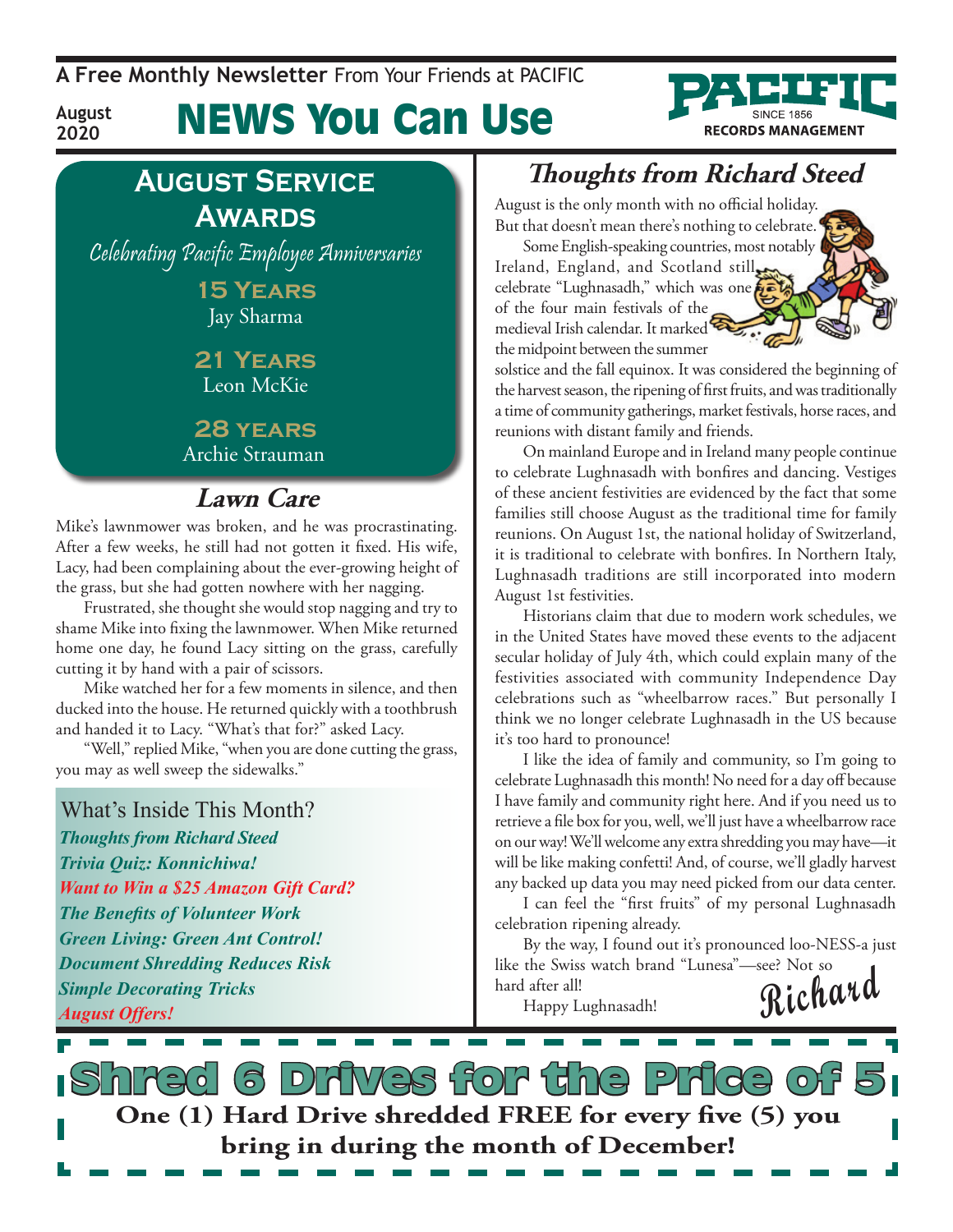A Free Monthly Newsletter From Your Friends at PACIFIC

August 2020

# NEWS You Can Use

PACIFIC SINCE 1856 RECORDS MANAGEMENT

## August Service Awards

*Celebrating Pacific Employee Anniversaries*

**15 Years**
Jay Sharma

**21 Years**
Leon McKie

**28 years**
Archie Strauman

## Lawn Care

Mike's lawnmower was broken, and he was procrastinating. After a few weeks, he still had not gotten it fixed. His wife, Lacy, had been complaining about the ever-growing height of the grass, but she had gotten nowhere with her nagging.

Frustrated, she thought she would stop nagging and try to shame Mike into fixing the lawnmower. When Mike returned home one day, he found Lacy sitting on the grass, carefully cutting it by hand with a pair of scissors.

Mike watched her for a few moments in silence, and then ducked into the house. He returned quickly with a toothbrush and handed it to Lacy. "What's that for?" asked Lacy.

"Well," replied Mike, "when you are done cutting the grass, you may as well sweep the sidewalks."

### What's Inside This Month?

*Thoughts from Richard Steed*
*Trivia Quiz: Konnichiwa!*
*Want to Win a $25 Amazon Gift Card?*
*The Benefits of Volunteer Work*
*Green Living: Green Ant Control!*
*Document Shredding Reduces Risk*
*Simple Decorating Tricks*
*August Offers!*

## Thoughts from Richard Steed

August is the only month with no official holiday. But that doesn't mean there's nothing to celebrate.

Some English-speaking countries, most notably Ireland, England, and Scotland still celebrate "Lughnasadh," which was one of the four main festivals of the medieval Irish calendar. It marked the midpoint between the summer solstice and the fall equinox. It was considered the beginning of the harvest season, the ripening of first fruits, and was traditionally a time of community gatherings, market festivals, horse races, and reunions with distant family and friends.

On mainland Europe and in Ireland many people continue to celebrate Lughnasadh with bonfires and dancing. Vestiges of these ancient festivities are evidenced by the fact that some families still choose August as the traditional time for family reunions. On August 1st, the national holiday of Switzerland, it is traditional to celebrate with bonfires. In Northern Italy, Lughnasadh traditions are still incorporated into modern August 1st festivities.

Historians claim that due to modern work schedules, we in the United States have moved these events to the adjacent secular holiday of July 4th, which could explain many of the festivities associated with community Independence Day celebrations such as "wheelbarrow races." But personally I think we no longer celebrate Lughnasadh in the US because it's too hard to pronounce!

I like the idea of family and community, so I'm going to celebrate Lughnasadh this month! No need for a day off because I have family and community right here. And if you need us to retrieve a file box for you, well, we'll just have a wheelbarrow race on our way! We'll welcome any extra shredding you may have—it will be like making confetti! And, of course, we'll gladly harvest any backed up data you may need picked from our data center.

I can feel the "first fruits" of my personal Lughnasadh celebration ripening already.

By the way, I found out it's pronounced loo-NESS-a just like the Swiss watch brand "Lunesa"—see? Not so hard after all!

Happy Lughnasadh!

Richard

## Shred 6 Drives for the Price of 5

**One (1) Hard Drive shredded FREE for every five (5) you bring in during the month of December!**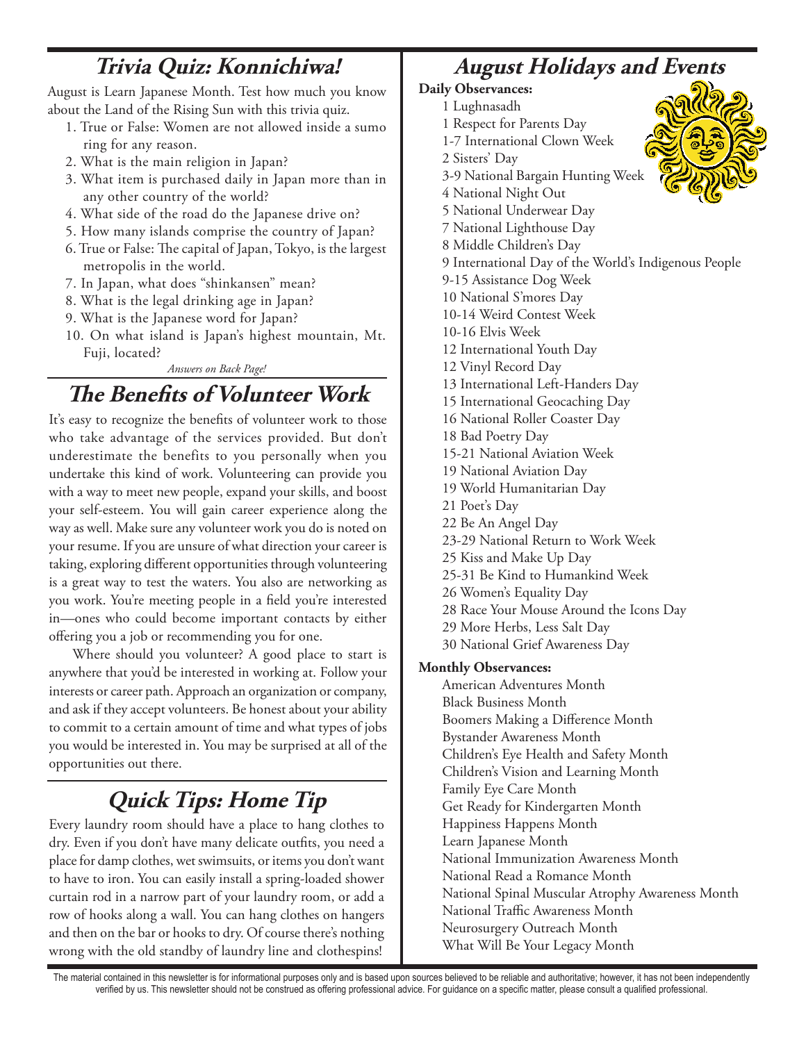## Trivia Quiz: Konnichiwa!

August is Learn Japanese Month. Test how much you know about the Land of the Rising Sun with this trivia quiz.

1. True or False: Women are not allowed inside a sumo ring for any reason.
2. What is the main religion in Japan?
3. What item is purchased daily in Japan more than in any other country of the world?
4. What side of the road do the Japanese drive on?
5. How many islands comprise the country of Japan?
6. True or False: The capital of Japan, Tokyo, is the largest metropolis in the world.
7. In Japan, what does "shinkansen" mean?
8. What is the legal drinking age in Japan?
9. What is the Japanese word for Japan?
10. On what island is Japan's highest mountain, Mt. Fuji, located?

*Answers on Back Page!*

## The Benefits of Volunteer Work

It's easy to recognize the benefits of volunteer work to those who take advantage of the services provided. But don't underestimate the benefits to you personally when you undertake this kind of work. Volunteering can provide you with a way to meet new people, expand your skills, and boost your self-esteem. You will gain career experience along the way as well. Make sure any volunteer work you do is noted on your resume. If you are unsure of what direction your career is taking, exploring different opportunities through volunteering is a great way to test the waters. You also are networking as you work. You're meeting people in a field you're interested in—ones who could become important contacts by either offering you a job or recommending you for one.

Where should you volunteer? A good place to start is anywhere that you'd be interested in working at. Follow your interests or career path. Approach an organization or company, and ask if they accept volunteers. Be honest about your ability to commit to a certain amount of time and what types of jobs you would be interested in. You may be surprised at all of the opportunities out there.

## Quick Tips: Home Tip

Every laundry room should have a place to hang clothes to dry. Even if you don't have many delicate outfits, you need a place for damp clothes, wet swimsuits, or items you don't want to have to iron. You can easily install a spring-loaded shower curtain rod in a narrow part of your laundry room, or add a row of hooks along a wall. You can hang clothes on hangers and then on the bar or hooks to dry. Of course there's nothing wrong with the old standby of laundry line and clothespins!

## August Holidays and Events

**Daily Observances:**

- 1 Lughnasadh
- 1 Respect for Parents Day
- 1-7 International Clown Week
- 2 Sisters' Day
- 3-9 National Bargain Hunting Week
- 4 National Night Out
- 5 National Underwear Day
- 7 National Lighthouse Day
- 8 Middle Children's Day
- 9 International Day of the World's Indigenous People
- 9-15 Assistance Dog Week
- 10 National S'mores Day
- 10-14 Weird Contest Week
- 10-16 Elvis Week
- 12 International Youth Day
- 12 Vinyl Record Day
- 13 International Left-Handers Day
- 15 International Geocaching Day
- 16 National Roller Coaster Day
- 18 Bad Poetry Day
- 15-21 National Aviation Week
- 19 National Aviation Day
- 19 World Humanitarian Day
- 21 Poet's Day
- 22 Be An Angel Day
- 23-29 National Return to Work Week
- 25 Kiss and Make Up Day
- 25-31 Be Kind to Humankind Week
- 26 Women's Equality Day
- 28 Race Your Mouse Around the Icons Day
- 29 More Herbs, Less Salt Day
- 30 National Grief Awareness Day

**Monthly Observances:**

- American Adventures Month
- Black Business Month
- Boomers Making a Difference Month
- Bystander Awareness Month
- Children's Eye Health and Safety Month
- Children's Vision and Learning Month
- Family Eye Care Month
- Get Ready for Kindergarten Month
- Happiness Happens Month
- Learn Japanese Month
- National Immunization Awareness Month
- National Read a Romance Month
- National Spinal Muscular Atrophy Awareness Month
- National Traffic Awareness Month
- Neurosurgery Outreach Month
- What Will Be Your Legacy Month

The material contained in this newsletter is for informational purposes only and is based upon sources believed to be reliable and authoritative; however, it has not been independently verified by us. This newsletter should not be construed as offering professional advice. For guidance on a specific matter, please consult a qualified professional.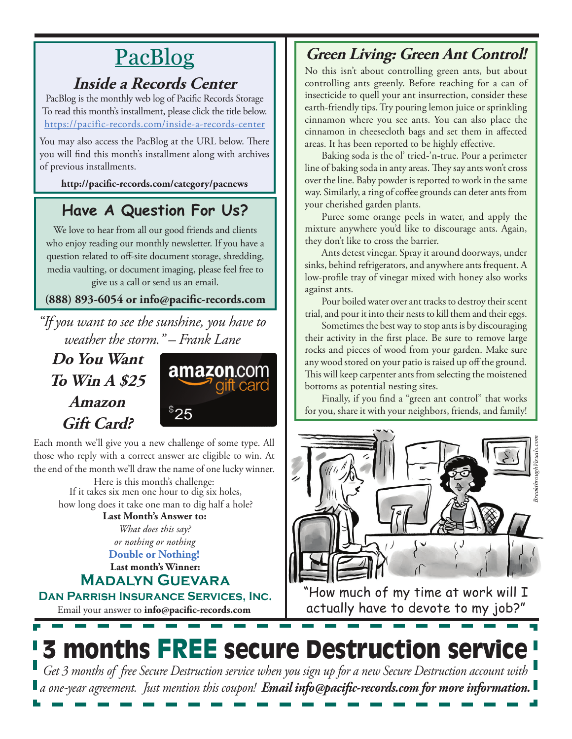# PacBlog

## Inside a Records Center

PacBlog is the monthly web log of Pacific Records Storage
To read this month's installment, please click the title below.
https://pacific-records.com/inside-a-records-center

You may also access the PacBlog at the URL below. There you will find this month's installment along with archives of previous installments.

**http://pacific-records.com/category/pacnews**

## Have A Question For Us?

We love to hear from all our good friends and clients who enjoy reading our monthly newsletter. If you have a question related to off-site document storage, shredding, media vaulting, or document imaging, please feel free to give us a call or send us an email.

**(888) 893-6054 or info@pacific-records.com**

*"If you want to see the sunshine, you have to weather the storm." – Frank Lane*

## Do You Want To Win A $25 Amazon Gift Card?

Each month we'll give you a new challenge of some type. All those who reply with a correct answer are eligible to win. At the end of the month we'll draw the name of one lucky winner.

Here is this month's challenge:
If it takes six men one hour to dig six holes, how long does it take one man to dig half a hole?

**Last Month's Answer to:**
*What does this say?*
*or nothing or nothing*
**Double or Nothing!**

**Last month's Winner:**
**Madalyn Guevara**
**Dan Parrish Insurance Services, Inc.**

Email your answer to **info@pacific-records.com**

## Green Living: Green Ant Control!

No this isn't about controlling green ants, but about controlling ants greenly. Before reaching for a can of insecticide to quell your ant insurrection, consider these earth-friendly tips. Try pouring lemon juice or sprinkling cinnamon where you see ants. You can also place the cinnamon in cheesecloth bags and set them in affected areas. It has been reported to be highly effective.

Baking soda is the ol' tried-'n-true. Pour a perimeter line of baking soda in anty areas. They say ants won't cross over the line. Baby powder is reported to work in the same way. Similarly, a ring of coffee grounds can deter ants from your cherished garden plants.

Puree some orange peels in water, and apply the mixture anywhere you'd like to discourage ants. Again, they don't like to cross the barrier.

Ants detest vinegar. Spray it around doorways, under sinks, behind refrigerators, and anywhere ants frequent. A low-profile tray of vinegar mixed with honey also works against ants.

Pour boiled water over ant tracks to destroy their scent trial, and pour it into their nests to kill them and their eggs.

Sometimes the best way to stop ants is by discouraging their activity in the first place. Be sure to remove large rocks and pieces of wood from your garden. Make sure any wood stored on your patio is raised up off the ground. This will keep carpenter ants from selecting the moistened bottoms as potential nesting sites.

Finally, if you find a "green ant control" that works for you, share it with your neighbors, friends, and family!

"How much of my time at work will I actually have to devote to my job?"

# 3 months FREE secure Destruction service

*Get 3 months of free Secure Destruction service when you sign up for a new Secure Destruction account with a one-year agreement. Just mention this coupon!* ***Email info@pacific-records.com for more information.***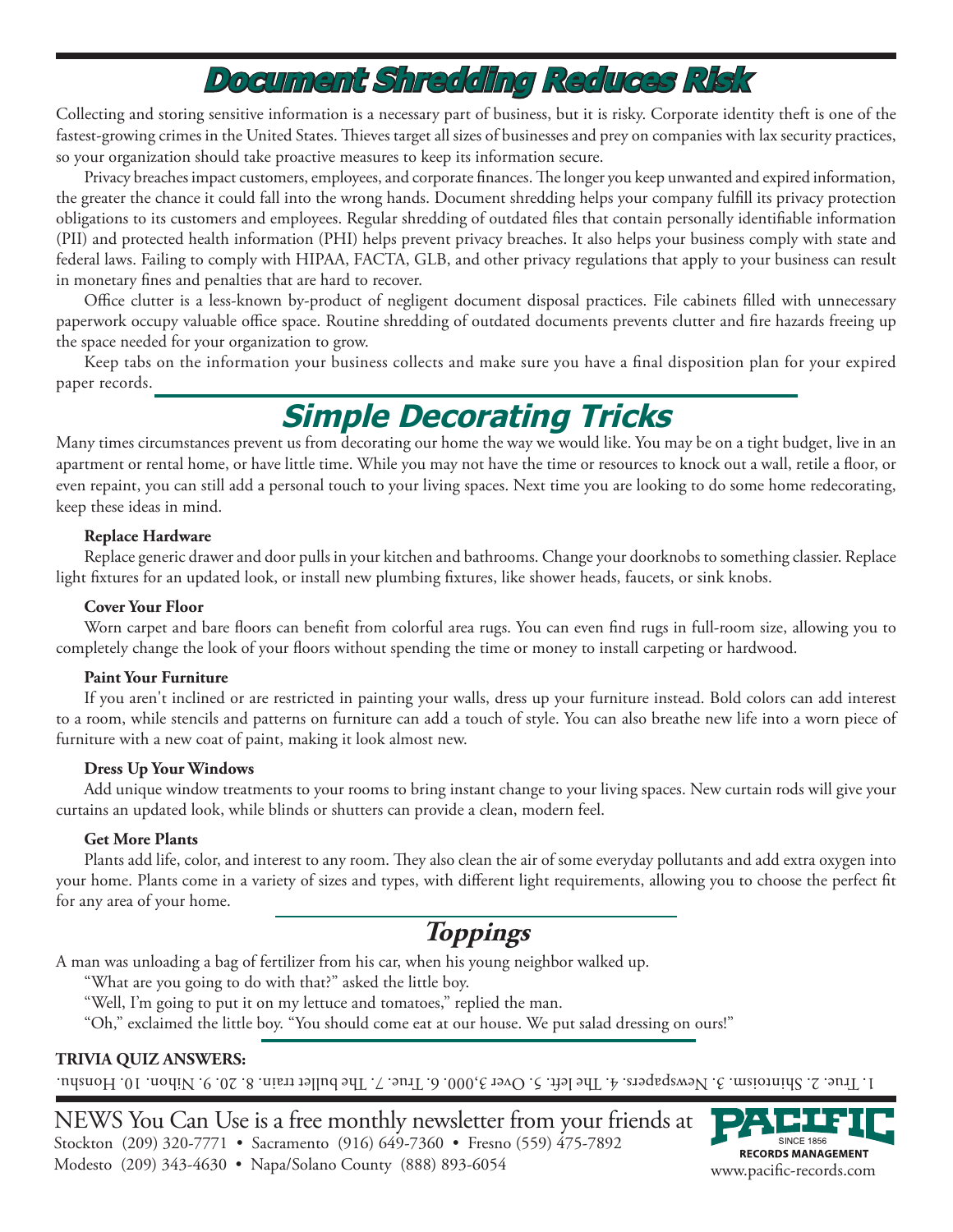# Document Shredding Reduces Risk

Collecting and storing sensitive information is a necessary part of business, but it is risky. Corporate identity theft is one of the fastest-growing crimes in the United States. Thieves target all sizes of businesses and prey on companies with lax security practices, so your organization should take proactive measures to keep its information secure.

Privacy breaches impact customers, employees, and corporate finances. The longer you keep unwanted and expired information, the greater the chance it could fall into the wrong hands. Document shredding helps your company fulfill its privacy protection obligations to its customers and employees. Regular shredding of outdated files that contain personally identifiable information (PII) and protected health information (PHI) helps prevent privacy breaches. It also helps your business comply with state and federal laws. Failing to comply with HIPAA, FACTA, GLB, and other privacy regulations that apply to your business can result in monetary fines and penalties that are hard to recover.

Office clutter is a less-known by-product of negligent document disposal practices. File cabinets filled with unnecessary paperwork occupy valuable office space. Routine shredding of outdated documents prevents clutter and fire hazards freeing up the space needed for your organization to grow.

Keep tabs on the information your business collects and make sure you have a final disposition plan for your expired paper records.

# Simple Decorating Tricks

Many times circumstances prevent us from decorating our home the way we would like. You may be on a tight budget, live in an apartment or rental home, or have little time. While you may not have the time or resources to knock out a wall, retile a floor, or even repaint, you can still add a personal touch to your living spaces. Next time you are looking to do some home redecorating, keep these ideas in mind.

**Replace Hardware**

Replace generic drawer and door pulls in your kitchen and bathrooms. Change your doorknobs to something classier. Replace light fixtures for an updated look, or install new plumbing fixtures, like shower heads, faucets, or sink knobs.

**Cover Your Floor**

Worn carpet and bare floors can benefit from colorful area rugs. You can even find rugs in full-room size, allowing you to completely change the look of your floors without spending the time or money to install carpeting or hardwood.

**Paint Your Furniture**

If you aren't inclined or are restricted in painting your walls, dress up your furniture instead. Bold colors can add interest to a room, while stencils and patterns on furniture can add a touch of style. You can also breathe new life into a worn piece of furniture with a new coat of paint, making it look almost new.

**Dress Up Your Windows**

Add unique window treatments to your rooms to bring instant change to your living spaces. New curtain rods will give your curtains an updated look, while blinds or shutters can provide a clean, modern feel.

**Get More Plants**

Plants add life, color, and interest to any room. They also clean the air of some everyday pollutants and add extra oxygen into your home. Plants come in a variety of sizes and types, with different light requirements, allowing you to choose the perfect fit for any area of your home.

## *Toppings*

A man was unloading a bag of fertilizer from his car, when his young neighbor walked up.

"What are you going to do with that?" asked the little boy.

"Well, I'm going to put it on my lettuce and tomatoes," replied the man.

"Oh," exclaimed the little boy. "You should come eat at our house. We put salad dressing on ours!"

**TRIVIA QUIZ ANSWERS:**

1. True. 2. Shintoism. 3. Newspapers. 4. The left. 5. Over 3,000. 6. True. 7. The bullet train. 8. 20. 9. Nihon. 10. Honshu.

NEWS You Can Use is a free monthly newsletter from your friends at

Stockton (209) 320-7771 • Sacramento (916) 649-7360 • Fresno (559) 475-7892
Modesto (209) 343-4630 • Napa/Solano County (888) 893-6054

PACIFIC
SINCE 1856
RECORDS MANAGEMENT
www.pacific-records.com